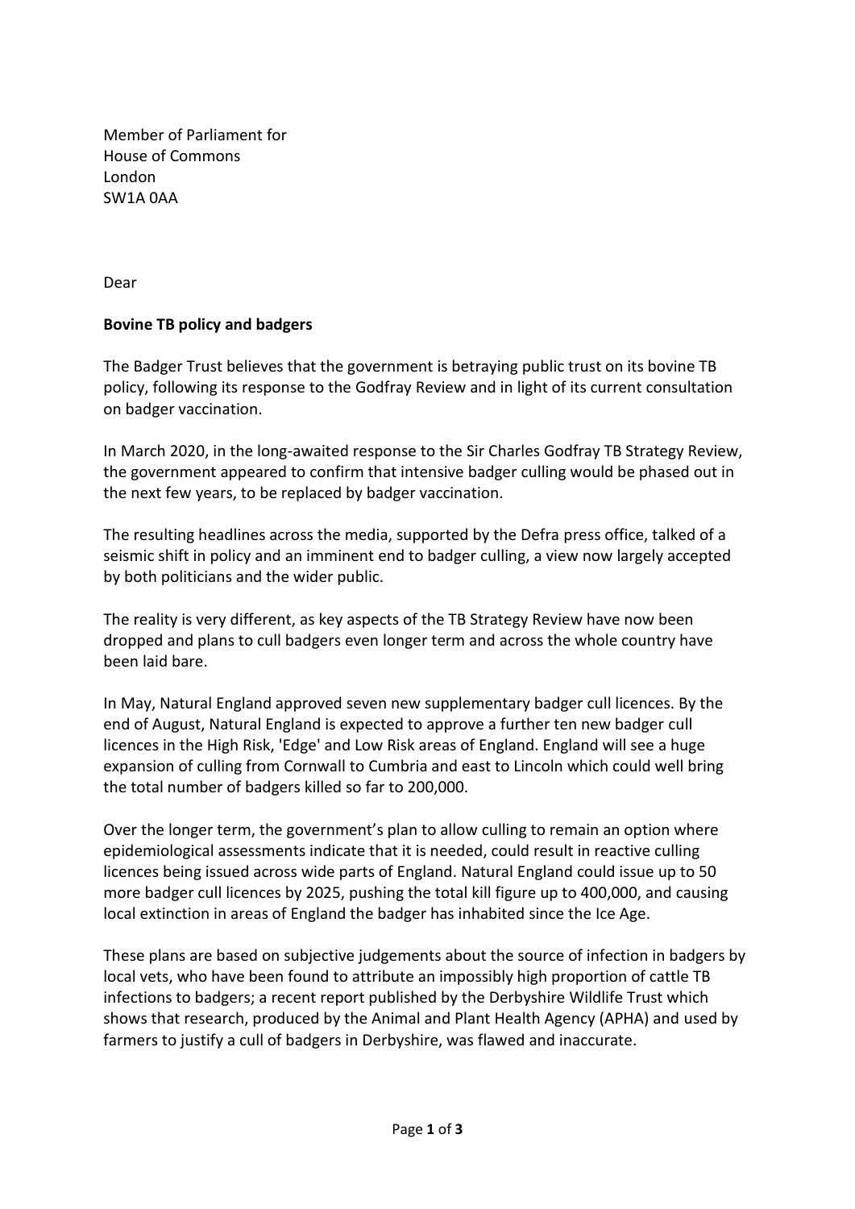Member of Parliament for
House of Commons
London
SW1A 0AA

Dear

**Bovine TB policy and badgers**

The Badger Trust believes that the government is betraying public trust on its bovine TB policy, following its response to the Godfray Review and in light of its current consultation on badger vaccination.

In March 2020, in the long-awaited response to the Sir Charles Godfray TB Strategy Review, the government appeared to confirm that intensive badger culling would be phased out in the next few years, to be replaced by badger vaccination.

The resulting headlines across the media, supported by the Defra press office, talked of a seismic shift in policy and an imminent end to badger culling, a view now largely accepted by both politicians and the wider public.

The reality is very different, as key aspects of the TB Strategy Review have now been dropped and plans to cull badgers even longer term and across the whole country have been laid bare.

In May, Natural England approved seven new supplementary badger cull licences. By the end of August, Natural England is expected to approve a further ten new badger cull licences in the High Risk, 'Edge' and Low Risk areas of England. England will see a huge expansion of culling from Cornwall to Cumbria and east to Lincoln which could well bring the total number of badgers killed so far to 200,000.

Over the longer term, the government's plan to allow culling to remain an option where epidemiological assessments indicate that it is needed, could result in reactive culling licences being issued across wide parts of England. Natural England could issue up to 50 more badger cull licences by 2025, pushing the total kill figure up to 400,000, and causing local extinction in areas of England the badger has inhabited since the Ice Age.

These plans are based on subjective judgements about the source of infection in badgers by local vets, who have been found to attribute an impossibly high proportion of cattle TB infections to badgers; a recent report published by the Derbyshire Wildlife Trust which shows that research, produced by the Animal and Plant Health Agency (APHA) and used by farmers to justify a cull of badgers in Derbyshire, was flawed and inaccurate.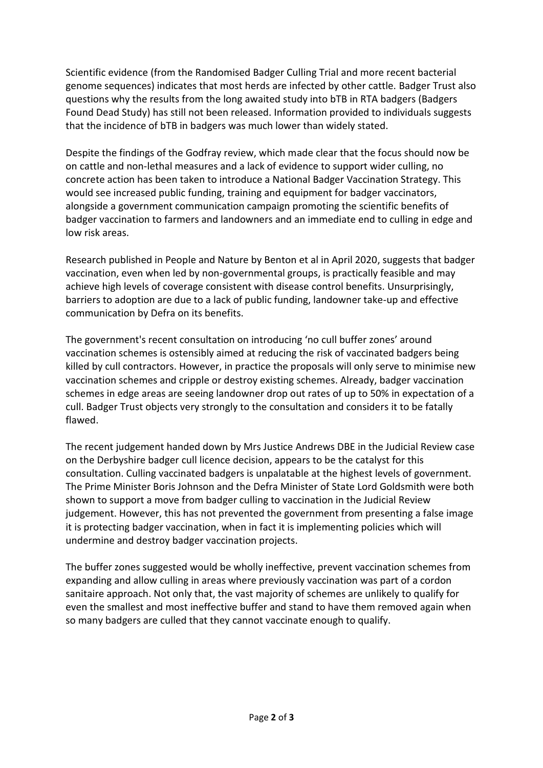Scientific evidence (from the Randomised Badger Culling Trial and more recent bacterial genome sequences) indicates that most herds are infected by other cattle. Badger Trust also questions why the results from the long awaited study into bTB in RTA badgers (Badgers Found Dead Study) has still not been released. Information provided to individuals suggests that the incidence of bTB in badgers was much lower than widely stated.

Despite the findings of the Godfray review, which made clear that the focus should now be on cattle and non-lethal measures and a lack of evidence to support wider culling, no concrete action has been taken to introduce a National Badger Vaccination Strategy. This would see increased public funding, training and equipment for badger vaccinators, alongside a government communication campaign promoting the scientific benefits of badger vaccination to farmers and landowners and an immediate end to culling in edge and low risk areas.

Research published in People and Nature by Benton et al in April 2020, suggests that badger vaccination, even when led by non-governmental groups, is practically feasible and may achieve high levels of coverage consistent with disease control benefits. Unsurprisingly, barriers to adoption are due to a lack of public funding, landowner take-up and effective communication by Defra on its benefits.

The government's recent consultation on introducing 'no cull buffer zones' around vaccination schemes is ostensibly aimed at reducing the risk of vaccinated badgers being killed by cull contractors. However, in practice the proposals will only serve to minimise new vaccination schemes and cripple or destroy existing schemes. Already, badger vaccination schemes in edge areas are seeing landowner drop out rates of up to 50% in expectation of a cull. Badger Trust objects very strongly to the consultation and considers it to be fatally flawed.

The recent judgement handed down by Mrs Justice Andrews DBE in the Judicial Review case on the Derbyshire badger cull licence decision, appears to be the catalyst for this consultation. Culling vaccinated badgers is unpalatable at the highest levels of government. The Prime Minister Boris Johnson and the Defra Minister of State Lord Goldsmith were both shown to support a move from badger culling to vaccination in the Judicial Review judgement. However, this has not prevented the government from presenting a false image it is protecting badger vaccination, when in fact it is implementing policies which will undermine and destroy badger vaccination projects.

The buffer zones suggested would be wholly ineffective, prevent vaccination schemes from expanding and allow culling in areas where previously vaccination was part of a cordon sanitaire approach. Not only that, the vast majority of schemes are unlikely to qualify for even the smallest and most ineffective buffer and stand to have them removed again when so many badgers are culled that they cannot vaccinate enough to qualify.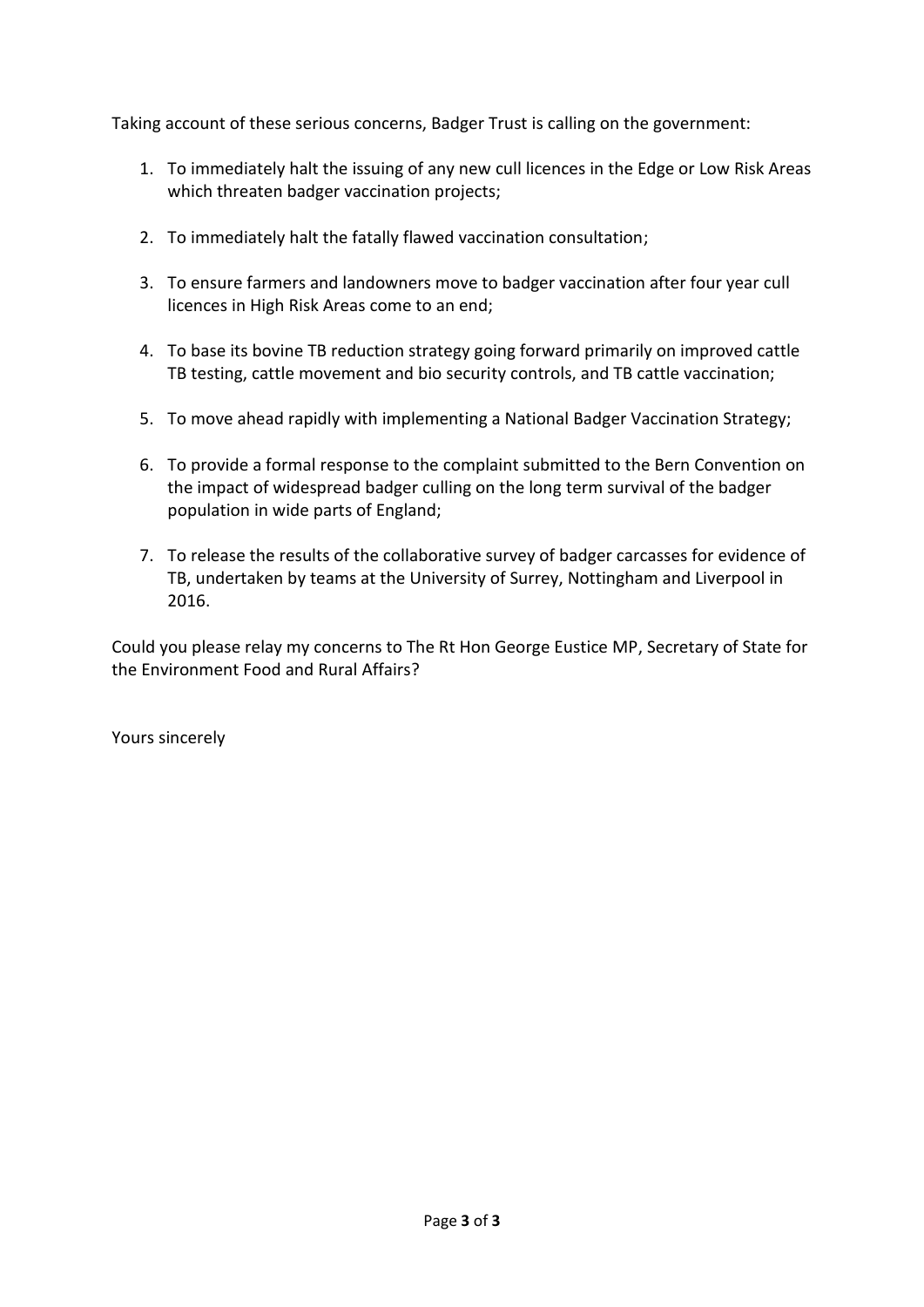Taking account of these serious concerns, Badger Trust is calling on the government:

1. To immediately halt the issuing of any new cull licences in the Edge or Low Risk Areas which threaten badger vaccination projects;
2. To immediately halt the fatally flawed vaccination consultation;
3. To ensure farmers and landowners move to badger vaccination after four year cull licences in High Risk Areas come to an end;
4. To base its bovine TB reduction strategy going forward primarily on improved cattle TB testing, cattle movement and bio security controls, and TB cattle vaccination;
5. To move ahead rapidly with implementing a National Badger Vaccination Strategy;
6. To provide a formal response to the complaint submitted to the Bern Convention on the impact of widespread badger culling on the long term survival of the badger population in wide parts of England;
7. To release the results of the collaborative survey of badger carcasses for evidence of TB, undertaken by teams at the University of Surrey, Nottingham and Liverpool in 2016.

Could you please relay my concerns to The Rt Hon George Eustice MP, Secretary of State for the Environment Food and Rural Affairs?

Yours sincerely